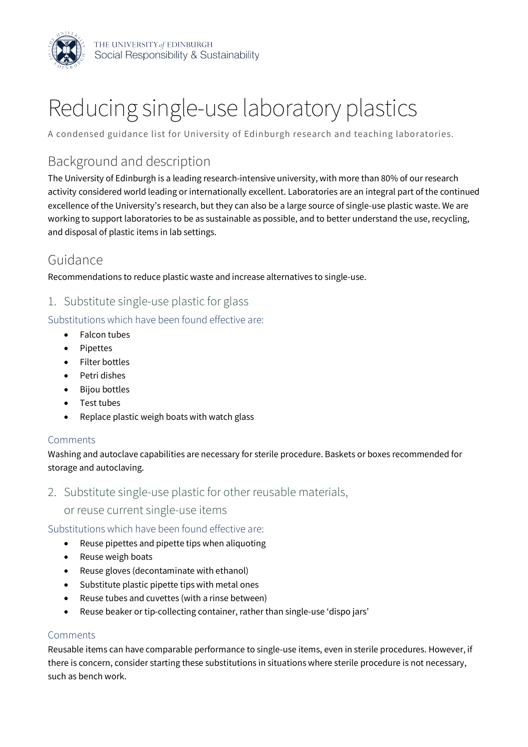THE UNIVERSITY *of* EDINBURGH
Social Responsibility & Sustainability

# Reducing single-use laboratory plastics

A condensed guidance list for University of Edinburgh research and teaching laboratories.

## Background and description

The University of Edinburgh is a leading research-intensive university, with more than 80% of our research activity considered world leading or internationally excellent. Laboratories are an integral part of the continued excellence of the University's research, but they can also be a large source of single-use plastic waste. We are working to support laboratories to be as sustainable as possible, and to better understand the use, recycling, and disposal of plastic items in lab settings.

## Guidance

Recommendations to reduce plastic waste and increase alternatives to single-use.

### 1. Substitute single-use plastic for glass

#### Substitutions which have been found effective are:

- Falcon tubes
- Pipettes
- Filter bottles
- Petri dishes
- Bijou bottles
- Test tubes
- Replace plastic weigh boats with watch glass

#### Comments

Washing and autoclave capabilities are necessary for sterile procedure. Baskets or boxes recommended for storage and autoclaving.

### 2. Substitute single-use plastic for other reusable materials, or reuse current single-use items

#### Substitutions which have been found effective are:

- Reuse pipettes and pipette tips when aliquoting
- Reuse weigh boats
- Reuse gloves (decontaminate with ethanol)
- Substitute plastic pipette tips with metal ones
- Reuse tubes and cuvettes (with a rinse between)
- Reuse beaker or tip-collecting container, rather than single-use 'dispo jars'

#### Comments

Reusable items can have comparable performance to single-use items, even in sterile procedures. However, if there is concern, consider starting these substitutions in situations where sterile procedure is not necessary, such as bench work.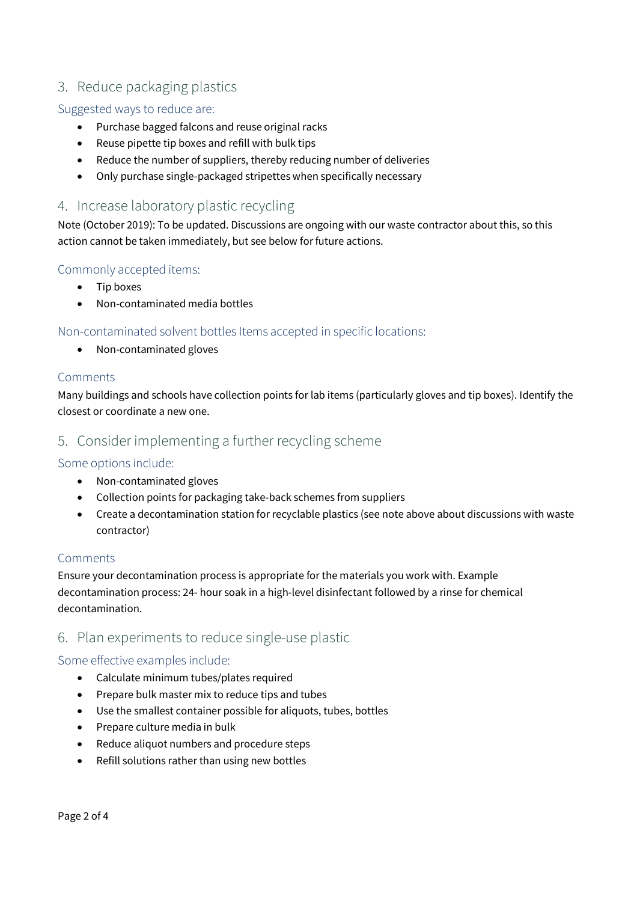## 3. Reduce packaging plastics

### Suggested ways to reduce are:

- Purchase bagged falcons and reuse original racks
- Reuse pipette tip boxes and refill with bulk tips
- Reduce the number of suppliers, thereby reducing number of deliveries
- Only purchase single-packaged stripettes when specifically necessary

## 4. Increase laboratory plastic recycling

Note (October 2019): To be updated. Discussions are ongoing with our waste contractor about this, so this action cannot be taken immediately, but see below for future actions.

### Commonly accepted items:

- Tip boxes
- Non-contaminated media bottles

### Non-contaminated solvent bottles Items accepted in specific locations:

- Non-contaminated gloves

### Comments

Many buildings and schools have collection points for lab items (particularly gloves and tip boxes). Identify the closest or coordinate a new one.

## 5. Consider implementing a further recycling scheme

### Some options include:

- Non-contaminated gloves
- Collection points for packaging take-back schemes from suppliers
- Create a decontamination station for recyclable plastics (see note above about discussions with waste contractor)

### Comments

Ensure your decontamination process is appropriate for the materials you work with. Example decontamination process: 24- hour soak in a high-level disinfectant followed by a rinse for chemical decontamination.

## 6. Plan experiments to reduce single-use plastic

### Some effective examples include:

- Calculate minimum tubes/plates required
- Prepare bulk master mix to reduce tips and tubes
- Use the smallest container possible for aliquots, tubes, bottles
- Prepare culture media in bulk
- Reduce aliquot numbers and procedure steps
- Refill solutions rather than using new bottles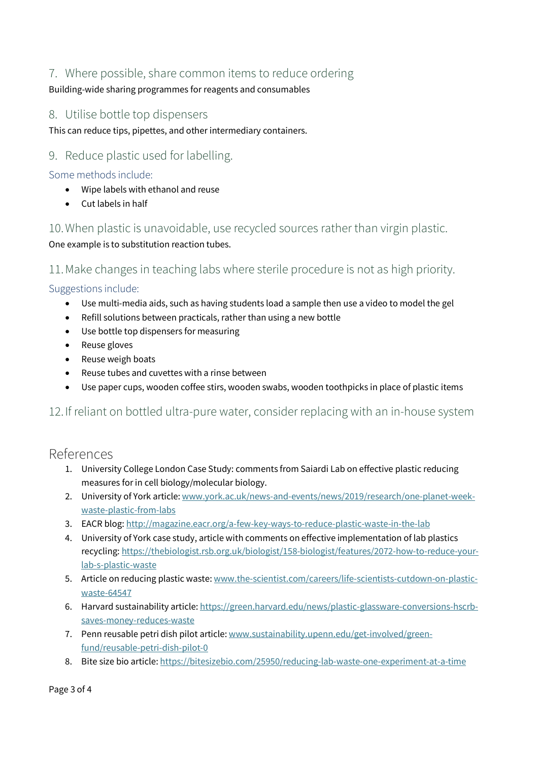## 7. Where possible, share common items to reduce ordering

Building-wide sharing programmes for reagents and consumables

## 8. Utilise bottle top dispensers

This can reduce tips, pipettes, and other intermediary containers.

## 9. Reduce plastic used for labelling.

### Some methods include:

- Wipe labels with ethanol and reuse
- Cut labels in half

## 10. When plastic is unavoidable, use recycled sources rather than virgin plastic.

One example is to substitution reaction tubes.

## 11. Make changes in teaching labs where sterile procedure is not as high priority.

### Suggestions include:

- Use multi-media aids, such as having students load a sample then use a video to model the gel
- Refill solutions between practicals, rather than using a new bottle
- Use bottle top dispensers for measuring
- Reuse gloves
- Reuse weigh boats
- Reuse tubes and cuvettes with a rinse between
- Use paper cups, wooden coffee stirs, wooden swabs, wooden toothpicks in place of plastic items

## 12. If reliant on bottled ultra-pure water, consider replacing with an in-house system

# References

1. University College London Case Study: comments from Saiardi Lab on effective plastic reducing measures for in cell biology/molecular biology.
2. University of York article: www.york.ac.uk/news-and-events/news/2019/research/one-planet-week-waste-plastic-from-labs
3. EACR blog: http://magazine.eacr.org/a-few-key-ways-to-reduce-plastic-waste-in-the-lab
4. University of York case study, article with comments on effective implementation of lab plastics recycling: https://thebiologist.rsb.org.uk/biologist/158-biologist/features/2072-how-to-reduce-your-lab-s-plastic-waste
5. Article on reducing plastic waste: www.the-scientist.com/careers/life-scientists-cutdown-on-plastic-waste-64547
6. Harvard sustainability article: https://green.harvard.edu/news/plastic-glassware-conversions-hscrb-saves-money-reduces-waste
7. Penn reusable petri dish pilot article: www.sustainability.upenn.edu/get-involved/green-fund/reusable-petri-dish-pilot-0
8. Bite size bio article: https://bitesizebio.com/25950/reducing-lab-waste-one-experiment-at-a-time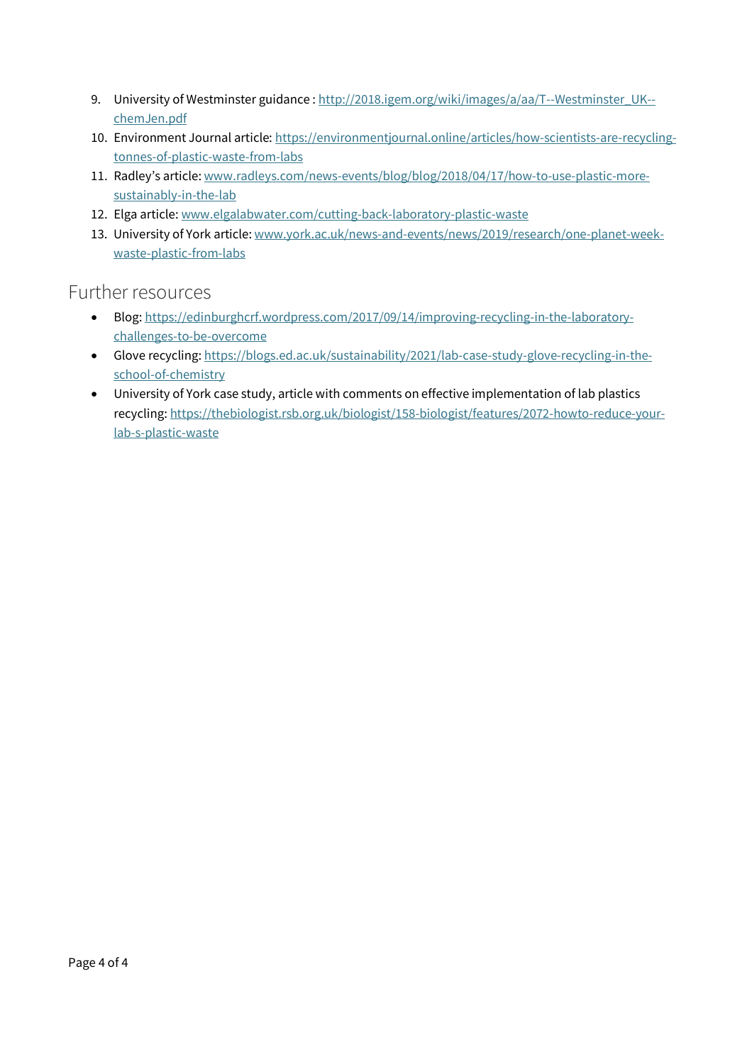9. University of Westminster guidance : http://2018.igem.org/wiki/images/a/aa/T--Westminster_UK--chemJen.pdf
10. Environment Journal article: https://environmentjournal.online/articles/how-scientists-are-recycling-tonnes-of-plastic-waste-from-labs
11. Radley's article: www.radleys.com/news-events/blog/blog/2018/04/17/how-to-use-plastic-more-sustainably-in-the-lab
12. Elga article: www.elgalabwater.com/cutting-back-laboratory-plastic-waste
13. University of York article: www.york.ac.uk/news-and-events/news/2019/research/one-planet-week-waste-plastic-from-labs

## Further resources

- Blog: https://edinburghcrf.wordpress.com/2017/09/14/improving-recycling-in-the-laboratory-challenges-to-be-overcome
- Glove recycling: https://blogs.ed.ac.uk/sustainability/2021/lab-case-study-glove-recycling-in-the-school-of-chemistry
- University of York case study, article with comments on effective implementation of lab plastics recycling: https://thebiologist.rsb.org.uk/biologist/158-biologist/features/2072-howto-reduce-your-lab-s-plastic-waste